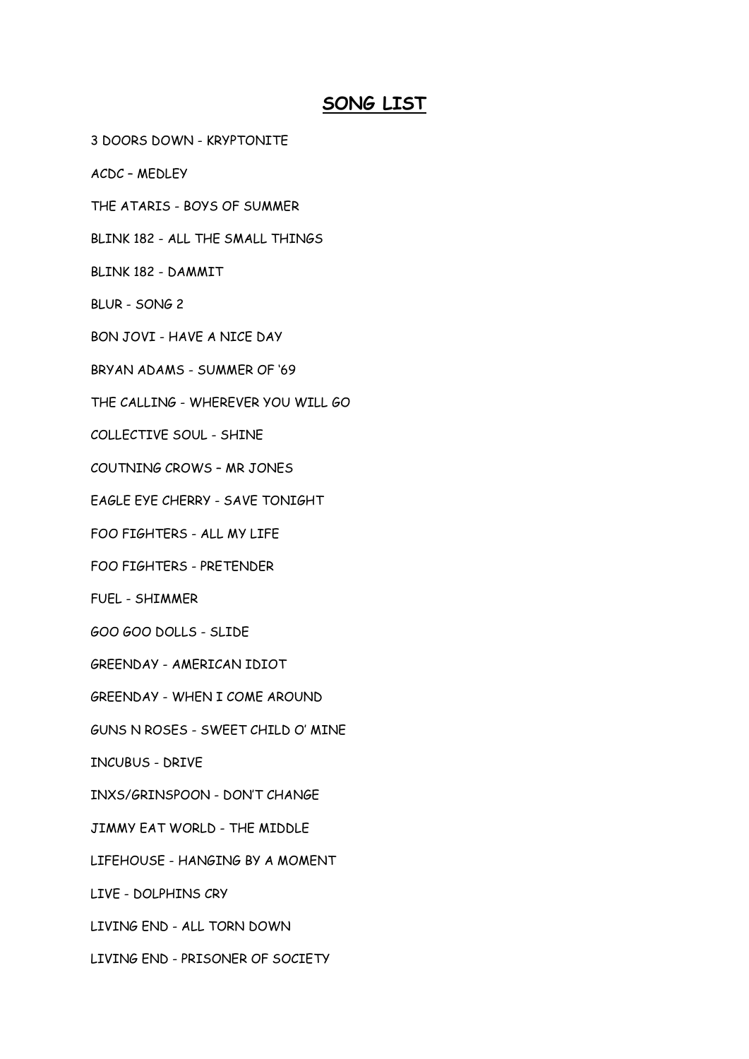# SONG LIST

3 DOORS DOWN - KRYPTONITE

ACDC – MEDLEY

THE ATARIS - BOYS OF SUMMER

BLINK 182 - ALL THE SMALL THINGS

BLINK 182 - DAMMIT

BLUR - SONG 2

BON JOVI - HAVE A NICE DAY

BRYAN ADAMS - SUMMER OF '69

THE CALLING - WHEREVER YOU WILL GO

COLLECTIVE SOUL - SHINE

COUTNING CROWS – MR JONES

EAGLE EYE CHERRY - SAVE TONIGHT

FOO FIGHTERS - ALL MY LIFE

FOO FIGHTERS - PRETENDER

FUEL - SHIMMER

GOO GOO DOLLS - SLIDE

GREENDAY - AMERICAN IDIOT

GREENDAY - WHEN I COME AROUND

GUNS N ROSES - SWEET CHILD O' MINE

INCUBUS - DRIVE

INXS/GRINSPOON - DON'T CHANGE

JIMMY EAT WORLD - THE MIDDLE

LIFEHOUSE - HANGING BY A MOMENT

LIVE - DOLPHINS CRY

LIVING END - ALL TORN DOWN

LIVING END - PRISONER OF SOCIETY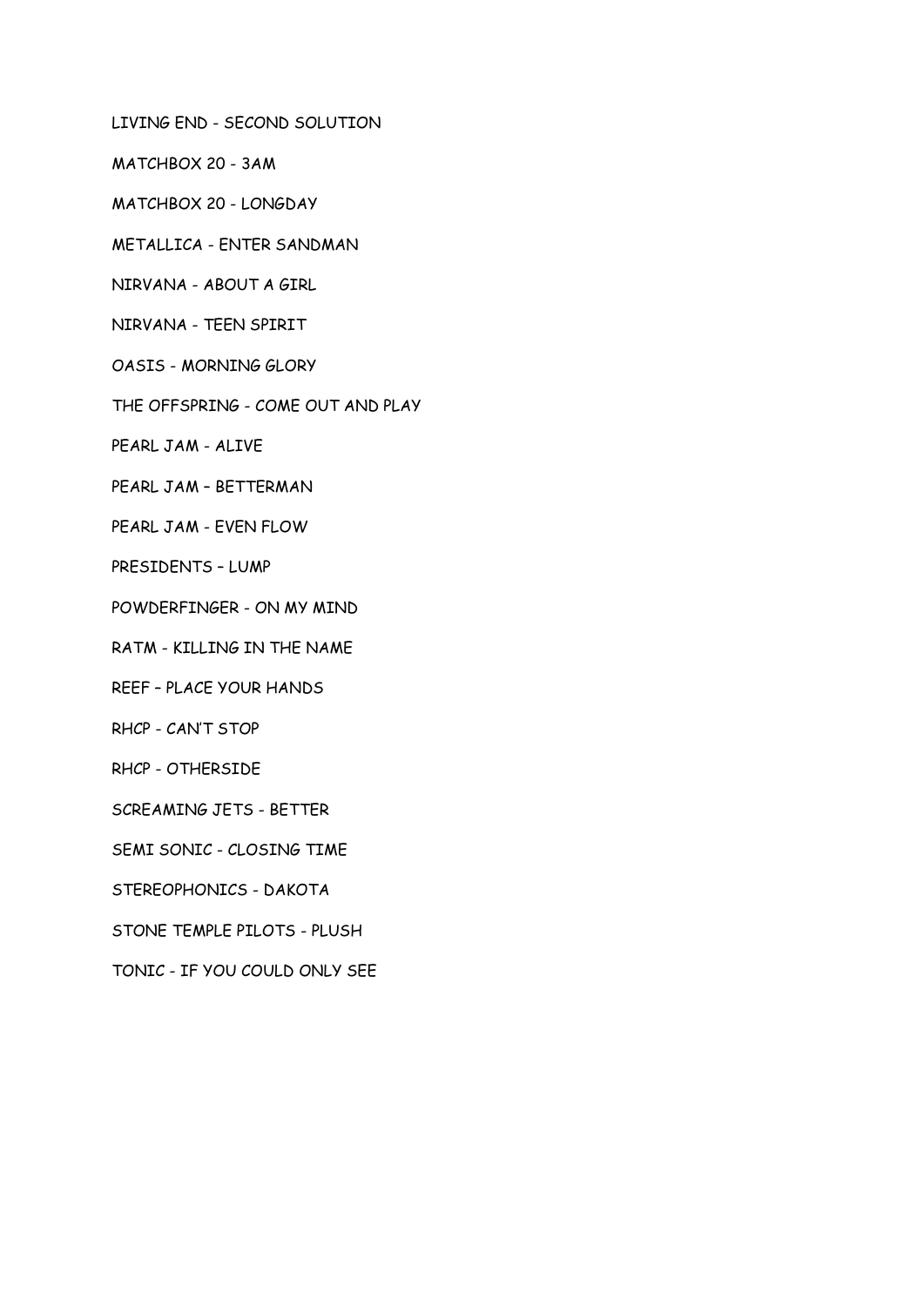LIVING END - SECOND SOLUTION

MATCHBOX 20 - 3AM

MATCHBOX 20 - LONGDAY

METALLICA - ENTER SANDMAN

NIRVANA - ABOUT A GIRL

NIRVANA - TEEN SPIRIT

OASIS - MORNING GLORY

THE OFFSPRING - COME OUT AND PLAY

PEARL JAM - ALIVE

PEARL JAM – BETTERMAN

PEARL JAM - EVEN FLOW

PRESIDENTS – LUMP

POWDERFINGER - ON MY MIND

RATM - KILLING IN THE NAME

REEF – PLACE YOUR HANDS

RHCP - CAN'T STOP

RHCP - OTHERSIDE

SCREAMING JETS - BETTER

SEMI SONIC - CLOSING TIME

STEREOPHONICS - DAKOTA

STONE TEMPLE PILOTS - PLUSH

TONIC - IF YOU COULD ONLY SEE